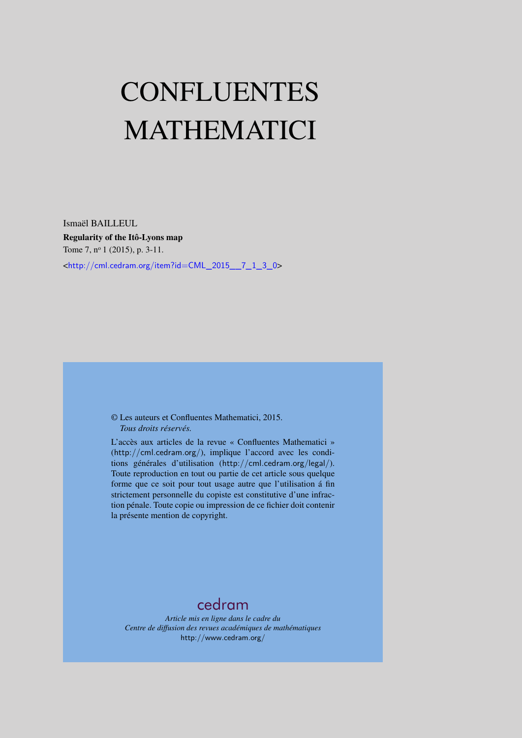# CONFLUENTES MATHEMATICI

Ismaël BAILLEUL

**Regularity of the Itô-Lyons map**

Tome 7, n$^{o}$ 1 (2015), p. 3-11.

<http://cml.cedram.org/item?id=CML_2015__7_1_3_0>

© Les auteurs et Confluentes Mathematici, 2015.
*Tous droits réservés.*

L'accès aux articles de la revue « Confluentes Mathematici » (http://cml.cedram.org/), implique l'accord avec les conditions générales d'utilisation (http://cml.cedram.org/legal/). Toute reproduction en tout ou partie de cet article sous quelque forme que ce soit pour tout usage autre que l'utilisation á fin strictement personnelle du copiste est constitutive d'une infraction pénale. Toute copie ou impression de ce fichier doit contenir la présente mention de copyright.

cedram

*Article mis en ligne dans le cadre du*
*Centre de diffusion des revues académiques de mathématiques*
http://www.cedram.org/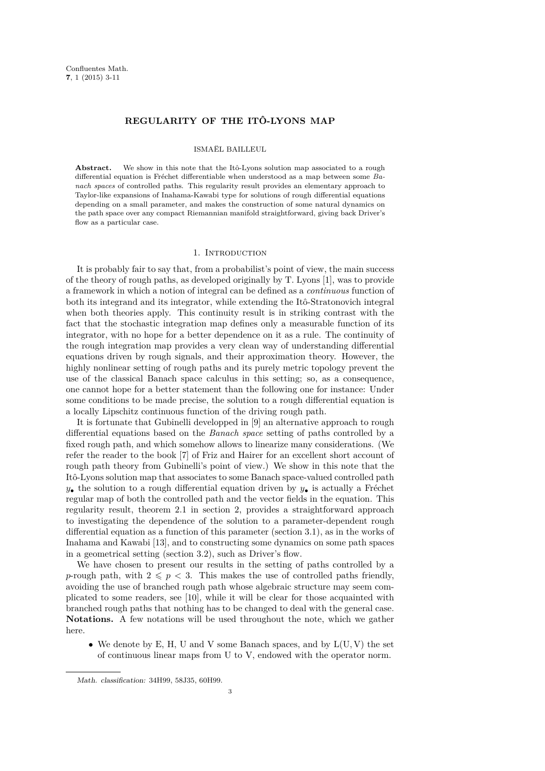Confluentes Math.
**7**, 1 (2015) 3-11

# REGULARITY OF THE ITÔ-LYONS MAP

ISMAËL BAILLEUL

**Abstract.** We show in this note that the Itô-Lyons solution map associated to a rough differential equation is Fréchet differentiable when understood as a map between some *Banach spaces* of controlled paths. This regularity result provides an elementary approach to Taylor-like expansions of Inahama-Kawabi type for solutions of rough differential equations depending on a small parameter, and makes the construction of some natural dynamics on the path space over any compact Riemannian manifold straightforward, giving back Driver's flow as a particular case.

## 1. Introduction

It is probably fair to say that, from a probabilist's point of view, the main success of the theory of rough paths, as developed originally by T. Lyons [1], was to provide a framework in which a notion of integral can be defined as a *continuous* function of both its integrand and its integrator, while extending the Itô-Stratonovich integral when both theories apply. This continuity result is in striking contrast with the fact that the stochastic integration map defines only a measurable function of its integrator, with no hope for a better dependence on it as a rule. The continuity of the rough integration map provides a very clean way of understanding differential equations driven by rough signals, and their approximation theory. However, the highly nonlinear setting of rough paths and its purely metric topology prevent the use of the classical Banach space calculus in this setting; so, as a consequence, one cannot hope for a better statement than the following one for instance: Under some conditions to be made precise, the solution to a rough differential equation is a locally Lipschitz continuous function of the driving rough path.

It is fortunate that Gubinelli developped in [9] an alternative approach to rough differential equations based on the *Banach space* setting of paths controlled by a fixed rough path, and which somehow allows to linearize many considerations. (We refer the reader to the book [7] of Friz and Hairer for an excellent short account of rough path theory from Gubinelli's point of view.) We show in this note that the Itô-Lyons solution map that associates to some Banach space-valued controlled path $y_\bullet$ the solution to a rough differential equation driven by $y_\bullet$ is actually a Fréchet regular map of both the controlled path and the vector fields in the equation. This regularity result, theorem 2.1 in section 2, provides a straightforward approach to investigating the dependence of the solution to a parameter-dependent rough differential equation as a function of this parameter (section 3.1), as in the works of Inahama and Kawabi [13], and to constructing some dynamics on some path spaces in a geometrical setting (section 3.2), such as Driver's flow.

We have chosen to present our results in the setting of paths controlled by a $p$-rough path, with $2 \leqslant p < 3$. This makes the use of controlled paths friendly, avoiding the use of branched rough path whose algebraic structure may seem complicated to some readers, see [10], while it will be clear for those acquainted with branched rough paths that nothing has to be changed to deal with the general case.

**Notations.** A few notations will be used throughout the note, which we gather here.

- We denote by E, H, U and V some Banach spaces, and by $\mathrm{L}(\mathrm{U}, \mathrm{V})$ the set of continuous linear maps from U to V, endowed with the operator norm.

*Math. classification:* 34H99, 58J35, 60H99.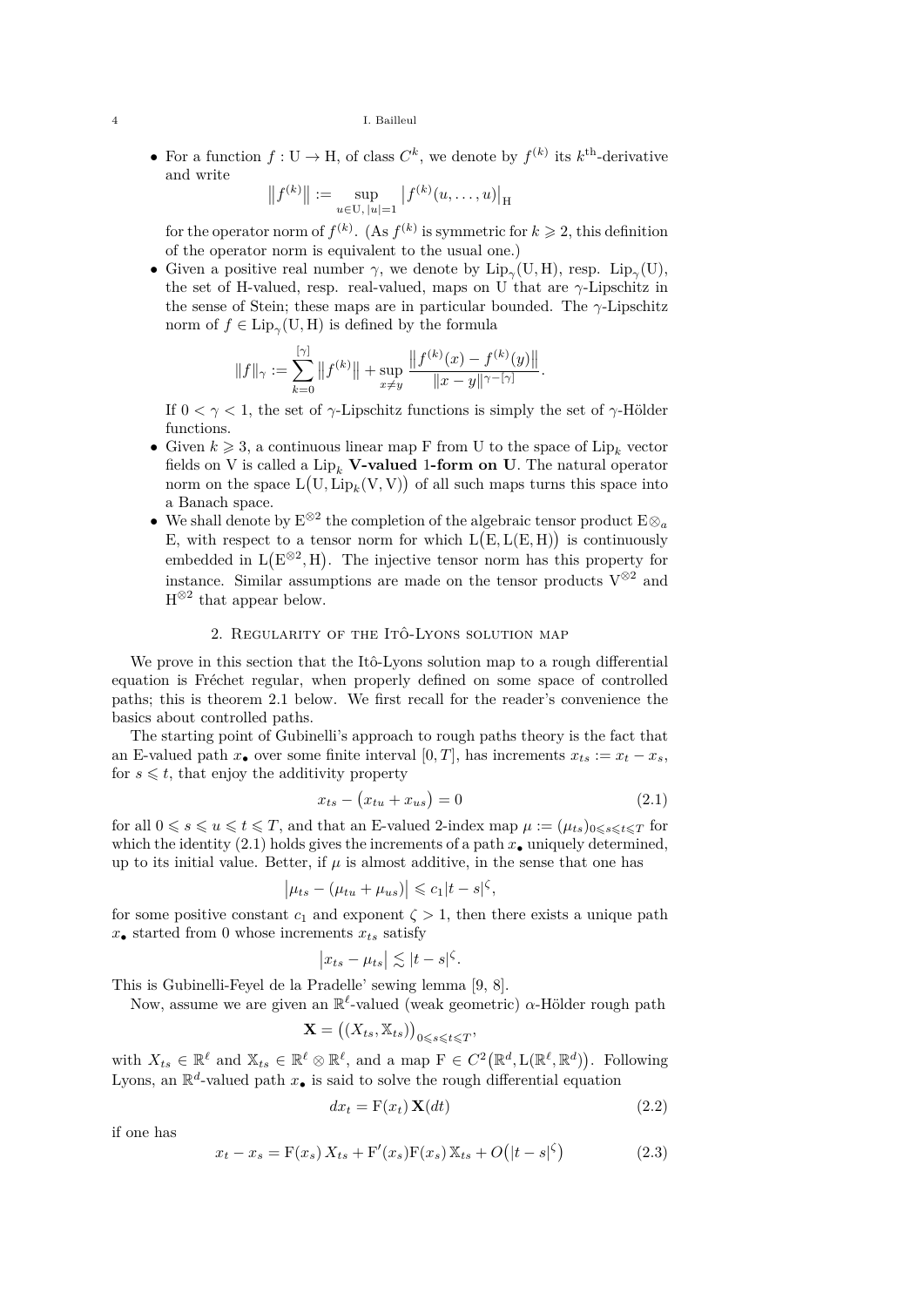- For a function $f : \mathrm{U} \to \mathrm{H}$, of class $C^k$, we denote by $f^{(k)}$ its $k^{\text{th}}$-derivative and write
$$\big\|f^{(k)}\big\| := \sup_{u\in \mathrm{U},\, |u|=1} \big|f^{(k)}(u,\dots,u)\big|_{\mathrm{H}}$$
for the operator norm of $f^{(k)}$. (As $f^{(k)}$ is symmetric for $k \geqslant 2$, this definition of the operator norm is equivalent to the usual one.)
- Given a positive real number $\gamma$, we denote by $\mathrm{Lip}_\gamma(\mathrm{U},\mathrm{H})$, resp. $\mathrm{Lip}_\gamma(\mathrm{U})$, the set of H-valued, resp. real-valued, maps on U that are $\gamma$-Lipschitz in the sense of Stein; these maps are in particular bounded. The $\gamma$-Lipschitz norm of $f \in \mathrm{Lip}_\gamma(\mathrm{U},\mathrm{H})$ is defined by the formula
$$\|f\|_\gamma := \sum_{k=0}^{[\gamma]} \big\|f^{(k)}\big\| + \sup_{x\neq y} \frac{\big\|f^{(k)}(x) - f^{(k)}(y)\big\|}{\|x-y\|^{\gamma-[\gamma]}}.$$
If $0<\gamma<1$, the set of $\gamma$-Lipschitz functions is simply the set of $\gamma$-Hölder functions.
- Given $k \geqslant 3$, a continuous linear map F from U to the space of $\mathrm{Lip}_k$ vector fields on V is called a $\mathrm{Lip}_k$ **V-valued 1-form on U**. The natural operator norm on the space $\mathrm{L}\big(\mathrm{U}, \mathrm{Lip}_k(\mathrm{V},\mathrm{V})\big)$ of all such maps turns this space into a Banach space.
- We shall denote by $\mathrm{E}^{\otimes 2}$ the completion of the algebraic tensor product $\mathrm{E}\otimes_a \mathrm{E}$, with respect to a tensor norm for which $\mathrm{L}\big(\mathrm{E}, \mathrm{L}(\mathrm{E},\mathrm{H})\big)$ is continuously embedded in $\mathrm{L}\big(\mathrm{E}^{\otimes 2},\mathrm{H}\big)$. The injective tensor norm has this property for instance. Similar assumptions are made on the tensor products $\mathrm{V}^{\otimes 2}$ and $\mathrm{H}^{\otimes 2}$ that appear below.

## 2. Regularity of the Itô-Lyons solution map

We prove in this section that the Itô-Lyons solution map to a rough differential equation is Fréchet regular, when properly defined on some space of controlled paths; this is theorem 2.1 below. We first recall for the reader's convenience the basics about controlled paths.

The starting point of Gubinelli's approach to rough paths theory is the fact that an E-valued path $x_\bullet$ over some finite interval $[0,T]$, has increments $x_{ts} := x_t - x_s$, for $s \leqslant t$, that enjoy the additivity property
$$x_{ts} - \big(x_{tu} + x_{us}\big) = 0 \tag{2.1}$$
for all $0 \leqslant s \leqslant u \leqslant t \leqslant T$, and that an E-valued 2-index map $\mu := (\mu_{ts})_{0\leqslant s\leqslant t\leqslant T}$ for which the identity (2.1) holds gives the increments of a path $x_\bullet$ uniquely determined, up to its initial value. Better, if $\mu$ is almost additive, in the sense that one has
$$\big|\mu_{ts} - (\mu_{tu} + \mu_{us})\big| \leqslant c_1 |t-s|^\zeta,$$
for some positive constant $c_1$ and exponent $\zeta > 1$, then there exists a unique path $x_\bullet$ started from 0 whose increments $x_{ts}$ satisfy
$$\big|x_{ts} - \mu_{ts}\big| \lesssim |t-s|^\zeta.$$
This is Gubinelli-Feyel de la Pradelle' sewing lemma [9, 8].

Now, assume we are given an $\mathbb{R}^\ell$-valued (weak geometric) $\alpha$-Hölder rough path
$$\mathbf{X} = \big((X_{ts}, \mathbb{X}_{ts})\big)_{0\leqslant s\leqslant t\leqslant T},$$
with $X_{ts} \in \mathbb{R}^\ell$ and $\mathbb{X}_{ts} \in \mathbb{R}^\ell \otimes \mathbb{R}^\ell$, and a map $\mathrm{F} \in C^2\big(\mathbb{R}^d, \mathrm{L}(\mathbb{R}^\ell, \mathbb{R}^d)\big)$. Following Lyons, an $\mathbb{R}^d$-valued path $x_\bullet$ is said to solve the rough differential equation
$$dx_t = \mathrm{F}(x_t)\,\mathbf{X}(dt) \tag{2.2}$$
if one has
$$x_t - x_s = \mathrm{F}(x_s)\,X_{ts} + \mathrm{F}'(x_s)\mathrm{F}(x_s)\,\mathbb{X}_{ts} + O\big(|t-s|^\zeta\big) \tag{2.3}$$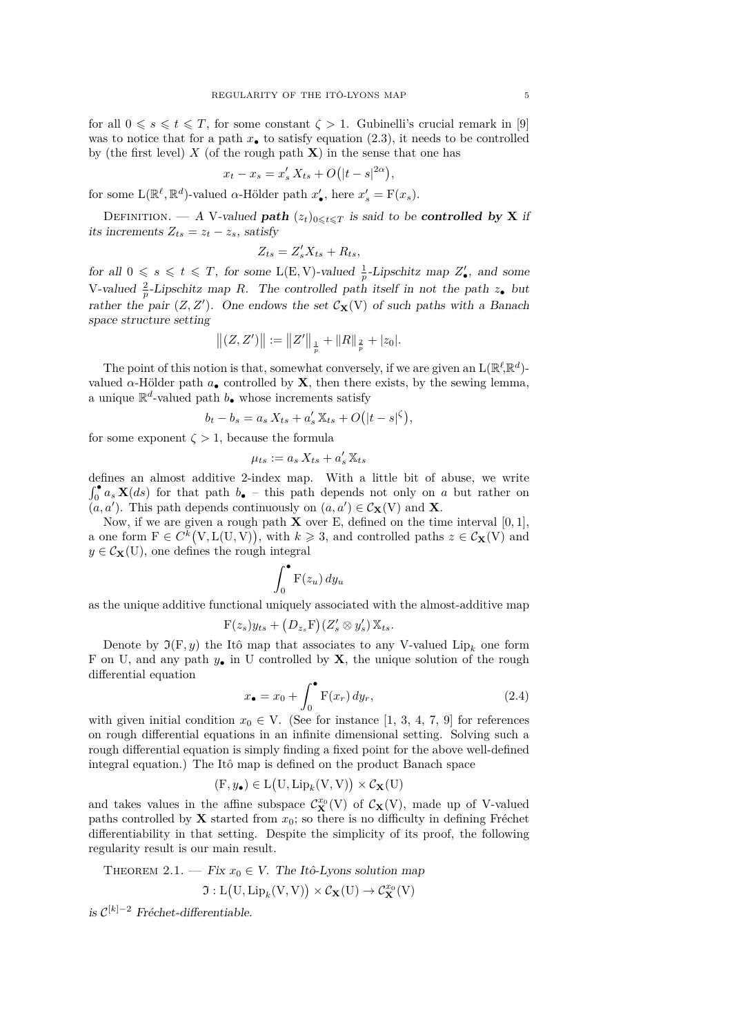for all $0 \leqslant s \leqslant t \leqslant T$, for some constant $\zeta > 1$. Gubinelli's crucial remark in [9] was to notice that for a path $x_\bullet$ to satisfy equation (2.3), it needs to be controlled by (the first level) $X$ (of the rough path $\mathbf{X}$) in the sense that one has

$$x_t - x_s = x'_s\, X_{ts} + O\big(|t-s|^{2\alpha}\big),$$

for some $\mathrm{L}(\mathbb{R}^\ell, \mathbb{R}^d)$-valued $\alpha$-Hölder path $x'_\bullet$, here $x'_s = \mathrm{F}(x_s)$.

Definition. — *A* V*-valued* ***path*** $(z_t)_{0\leqslant t\leqslant T}$ *is said to be* ***controlled by X*** *if its increments* $Z_{ts} = z_t - z_s$*, satisfy*

$$Z_{ts} = Z'_s X_{ts} + R_{ts},$$

*for all* $0 \leqslant s \leqslant t \leqslant T$*, for some* $\mathrm{L}(\mathrm{E}, \mathrm{V})$*-valued* $\frac{1}{p}$*-Lipschitz map* $Z'_\bullet$*, and some* V*-valued* $\frac{2}{p}$*-Lipschitz map* $R$*. The controlled path itself in not the path* $z_\bullet$ *but rather the pair* $(Z, Z')$*. One endows the set* $\mathcal{C}_{\mathbf{X}}(\mathrm{V})$ *of such paths with a Banach space structure setting*

$$\big\|(Z, Z')\big\| := \big\|Z'\big\|_{\frac{1}{p}} + \|R\|_{\frac{2}{p}} + |z_0|.$$

The point of this notion is that, somewhat conversely, if we are given an $\mathrm{L}(\mathbb{R}^\ell,\mathbb{R}^d)$-valued $\alpha$-Hölder path $a_\bullet$ controlled by $\mathbf{X}$, then there exists, by the sewing lemma, a unique $\mathbb{R}^d$-valued path $b_\bullet$ whose increments satisfy

$$b_t - b_s = a_s\, X_{ts} + a'_s\, \mathbb{X}_{ts} + O\big(|t-s|^\zeta\big),$$

for some exponent $\zeta > 1$, because the formula

$$\mu_{ts} := a_s\, X_{ts} + a'_s\, \mathbb{X}_{ts}$$

defines an almost additive 2-index map. With a little bit of abuse, we write $\int_0^\bullet a_s\, \mathbf{X}(ds)$ for that path $b_\bullet$ – this path depends not only on $a$ but rather on $(a, a')$. This path depends continuously on $(a, a') \in \mathcal{C}_{\mathbf{X}}(\mathrm{V})$ and $\mathbf{X}$.

Now, if we are given a rough path $\mathbf{X}$ over E, defined on the time interval $[0, 1]$, a one form $\mathrm{F} \in C^k\big(\mathrm{V}, \mathrm{L}(\mathrm{U}, \mathrm{V})\big)$, with $k \geqslant 3$, and controlled paths $z \in \mathcal{C}_{\mathbf{X}}(\mathrm{V})$ and $y \in \mathcal{C}_{\mathbf{X}}(\mathrm{U})$, one defines the rough integral

$$\int_0^\bullet \mathrm{F}(z_u)\, dy_u$$

as the unique additive functional uniquely associated with the almost-additive map

$$\mathrm{F}(z_s) y_{ts} + \big(D_{z_s}\mathrm{F}\big)\big(Z'_s \otimes y'_s\big)\, \mathbb{X}_{ts}.$$

Denote by $\mathfrak{I}(\mathrm{F}, y)$ the Itô map that associates to any V-valued $\mathrm{Lip}_k$ one form F on U, and any path $y_\bullet$ in U controlled by $\mathbf{X}$, the unique solution of the rough differential equation

$$x_\bullet = x_0 + \int_0^\bullet \mathrm{F}(x_r)\, dy_r, \tag{2.4}$$

with given initial condition $x_0 \in \mathrm{V}$. (See for instance [1, 3, 4, 7, 9] for references on rough differential equations in an infinite dimensional setting. Solving such a rough differential equation is simply finding a fixed point for the above well-defined integral equation.) The Itô map is defined on the product Banach space

$$(\mathrm{F}, y_\bullet) \in \mathrm{L}\big(\mathrm{U}, \mathrm{Lip}_k(\mathrm{V}, \mathrm{V})\big) \times \mathcal{C}_{\mathbf{X}}(\mathrm{U})$$

and takes values in the affine subspace $\mathcal{C}^{x_0}_{\mathbf{X}}(\mathrm{V})$ of $\mathcal{C}_{\mathbf{X}}(\mathrm{V})$, made up of V-valued paths controlled by $\mathbf{X}$ started from $x_0$; so there is no difficulty in defining Fréchet differentiability in that setting. Despite the simplicity of its proof, the following regularity result is our main result.

Theorem 2.1. — *Fix* $x_0 \in V$*. The Itô-Lyons solution map*

$$\mathfrak{I} : \mathrm{L}\big(\mathrm{U}, \mathrm{Lip}_k(\mathrm{V}, \mathrm{V})\big) \times \mathcal{C}_{\mathbf{X}}(\mathrm{U}) \to \mathcal{C}^{x_0}_{\mathbf{X}}(\mathrm{V})$$

*is* $\mathcal{C}^{[k]-2}$ *Fréchet-differentiable.*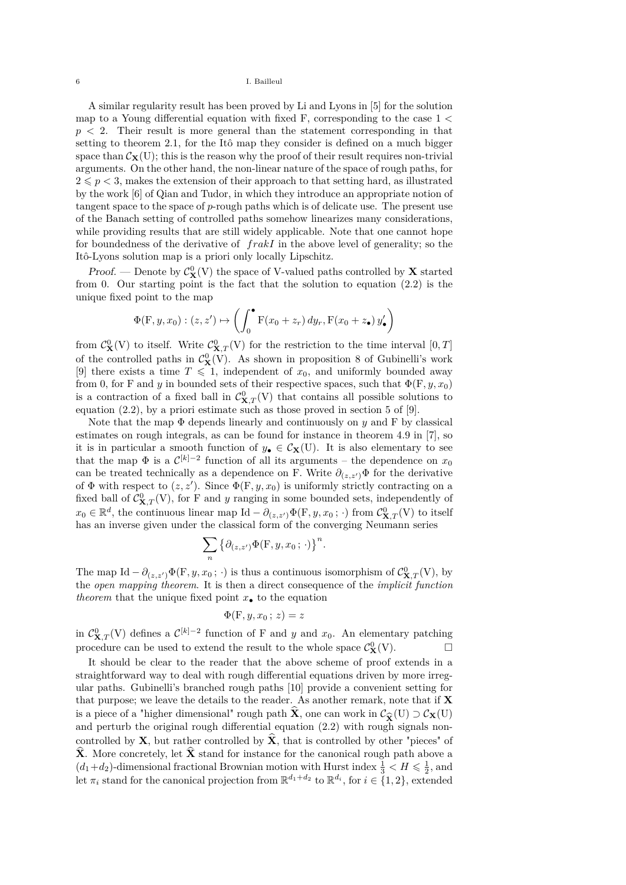A similar regularity result has been proved by Li and Lyons in [5] for the solution map to a Young differential equation with fixed F, corresponding to the case $1 < p < 2$. Their result is more general than the statement corresponding in that setting to theorem 2.1, for the Itô map they consider is defined on a much bigger space than $\mathcal{C}_{\mathbf{X}}(\mathrm{U})$; this is the reason why the proof of their result requires non-trivial arguments. On the other hand, the non-linear nature of the space of rough paths, for $2 \leqslant p < 3$, makes the extension of their approach to that setting hard, as illustrated by the work [6] of Qian and Tudor, in which they introduce an appropriate notion of tangent space to the space of $p$-rough paths which is of delicate use. The present use of the Banach setting of controlled paths somehow linearizes many considerations, while providing results that are still widely applicable. Note that one cannot hope for boundedness of the derivative of $frakI$ in the above level of generality; so the Itô-Lyons solution map is a priori only locally Lipschitz.

*Proof.* — Denote by $\mathcal{C}^0_{\mathbf{X}}(\mathrm{V})$ the space of V-valued paths controlled by $\mathbf{X}$ started from 0. Our starting point is the fact that the solution to equation (2.2) is the unique fixed point to the map

$$\Phi(\mathrm{F}, y, x_0) : (z, z') \mapsto \left( \int_0^\bullet \mathrm{F}(x_0 + z_r)\, dy_r, \mathrm{F}(x_0 + z_\bullet)\, y'_\bullet \right)$$

from $\mathcal{C}^0_{\mathbf{X}}(\mathrm{V})$ to itself. Write $\mathcal{C}^0_{\mathbf{X},T}(\mathrm{V})$ for the restriction to the time interval $[0, T]$ of the controlled paths in $\mathcal{C}^0_{\mathbf{X}}(\mathrm{V})$. As shown in proposition 8 of Gubinelli's work [9] there exists a time $T \leqslant 1$, independent of $x_0$, and uniformly bounded away from 0, for F and $y$ in bounded sets of their respective spaces, such that $\Phi(\mathrm{F}, y, x_0)$ is a contraction of a fixed ball in $\mathcal{C}^0_{\mathbf{X},T}(\mathrm{V})$ that contains all possible solutions to equation (2.2), by a priori estimate such as those proved in section 5 of [9].

Note that the map $\Phi$ depends linearly and continuously on $y$ and F by classical estimates on rough integrals, as can be found for instance in theorem 4.9 in [7], so it is in particular a smooth function of $y_\bullet \in \mathcal{C}_{\mathbf{X}}(\mathrm{U})$. It is also elementary to see that the map $\Phi$ is a $\mathcal{C}^{[k]-2}$ function of all its arguments – the dependence on $x_0$ can be treated technically as a dependence on F. Write $\partial_{(z,z')}\Phi$ for the derivative of $\Phi$ with respect to $(z, z')$. Since $\Phi(\mathrm{F}, y, x_0)$ is uniformly strictly contracting on a fixed ball of $\mathcal{C}^0_{\mathbf{X},T}(\mathrm{V})$, for F and $y$ ranging in some bounded sets, independently of $x_0 \in \mathbb{R}^d$, the continuous linear map $\mathrm{Id} - \partial_{(z,z')}\Phi(\mathrm{F}, y, x_0\,;\,\cdot)$ from $\mathcal{C}^0_{\mathbf{X},T}(\mathrm{V})$ to itself has an inverse given under the classical form of the converging Neumann series

$$\sum_n \left\{ \partial_{(z,z')}\Phi(\mathrm{F}, y, x_0\,;\,\cdot) \right\}^n.$$

The map $\mathrm{Id} - \partial_{(z,z')}\Phi(\mathrm{F}, y, x_0\,;\,\cdot)$ is thus a continuous isomorphism of $\mathcal{C}^0_{\mathbf{X},T}(\mathrm{V})$, by the *open mapping theorem*. It is then a direct consequence of the *implicit function theorem* that the unique fixed point $x_\bullet$ to the equation

$$\Phi(\mathrm{F}, y, x_0\,;\, z) = z$$

in $\mathcal{C}^0_{\mathbf{X},T}(\mathrm{V})$ defines a $\mathcal{C}^{[k]-2}$ function of F and $y$ and $x_0$. An elementary patching procedure can be used to extend the result to the whole space $\mathcal{C}^0_{\mathbf{X}}(\mathrm{V})$. □

It should be clear to the reader that the above scheme of proof extends in a straightforward way to deal with rough differential equations driven by more irregular paths. Gubinelli's branched rough paths [10] provide a convenient setting for that purpose; we leave the details to the reader. As another remark, note that if $\mathbf{X}$ is a piece of a "higher dimensional" rough path $\widehat{\mathbf{X}}$, one can work in $\mathcal{C}_{\widehat{\mathbf{X}}}(\mathrm{U}) \supset \mathcal{C}_{\mathbf{X}}(\mathrm{U})$ and perturb the original rough differential equation (2.2) with rough signals non-controlled by $\mathbf{X}$, but rather controlled by $\widehat{\mathbf{X}}$, that is controlled by other "pieces" of $\widehat{\mathbf{X}}$. More concretely, let $\widehat{\mathbf{X}}$ stand for instance for the canonical rough path above a $(d_1+d_2)$-dimensional fractional Brownian motion with Hurst index $\frac{1}{3} < H \leqslant \frac{1}{2}$, and let $\pi_i$ stand for the canonical projection from $\mathbb{R}^{d_1+d_2}$ to $\mathbb{R}^{d_i}$, for $i \in \{1, 2\}$, extended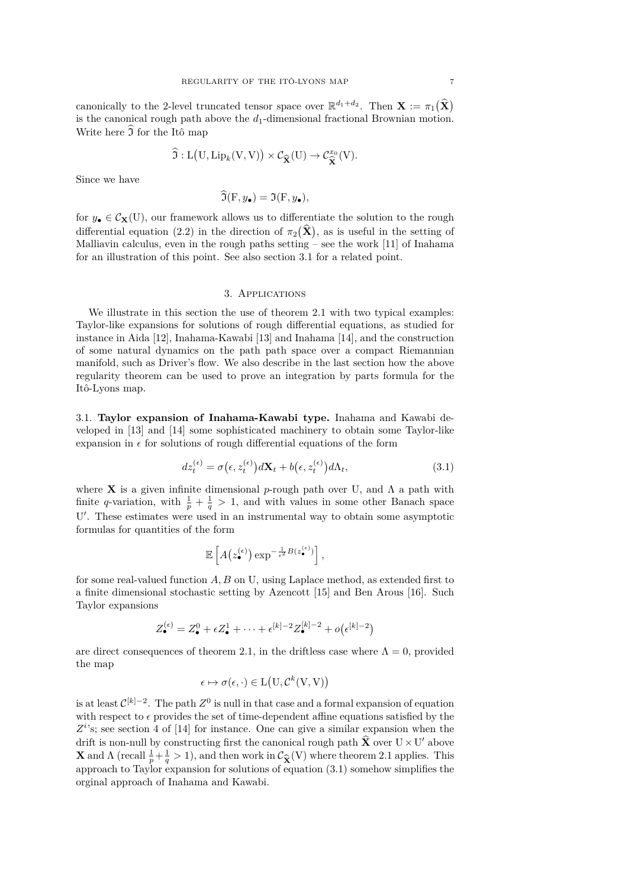canonically to the 2-level truncated tensor space over $\mathbb{R}^{d_1+d_2}$. Then $\mathbf{X} := \pi_1\big(\widehat{\mathbf{X}}\big)$ is the canonical rough path above the $d_1$-dimensional fractional Brownian motion. Write here $\widehat{\mathfrak{I}}$ for the Itô map

$$\widehat{\mathfrak{I}} : \mathrm{L}\big(\mathrm{U}, \mathrm{Lip}_k(\mathrm{V},\mathrm{V})\big) \times \mathcal{C}_{\widehat{\mathbf{X}}}(\mathrm{U}) \to \mathcal{C}^{x_0}_{\widehat{\mathbf{X}}}(\mathrm{V}).$$

Since we have

$$\widehat{\mathfrak{I}}(\mathrm{F}, y_\bullet) = \mathfrak{I}(\mathrm{F}, y_\bullet),$$

for $y_\bullet \in \mathcal{C}_{\mathbf{X}}(\mathrm{U})$, our framework allows us to differentiate the solution to the rough differential equation (2.2) in the direction of $\pi_2\big(\widehat{\mathbf{X}}\big)$, as is useful in the setting of Malliavin calculus, even in the rough paths setting – see the work [11] of Inahama for an illustration of this point. See also section 3.1 for a related point.

## 3. Applications

We illustrate in this section the use of theorem 2.1 with two typical examples: Taylor-like expansions for solutions of rough differential equations, as studied for instance in Aida [12], Inahama-Kawabi [13] and Inahama [14], and the construction of some natural dynamics on the path path space over a compact Riemannian manifold, such as Driver's flow. We also describe in the last section how the above regularity theorem can be used to prove an integration by parts formula for the Itô-Lyons map.

### 3.1. Taylor expansion of Inahama-Kawabi type.

Inahama and Kawabi developed in [13] and [14] some sophisticated machinery to obtain some Taylor-like expansion in $\epsilon$ for solutions of rough differential equations of the form

$$dz^{(\epsilon)}_t = \sigma\big(\epsilon, z^{(\epsilon)}_t\big)d\mathbf{X}_t + b\big(\epsilon, z^{(\epsilon)}_t\big)d\Lambda_t, \tag{3.1}$$

where $\mathbf{X}$ is a given infinite dimensional $p$-rough path over U, and $\Lambda$ a path with finite $q$-variation, with $\frac{1}{p}+\frac{1}{q} > 1$, and with values in some other Banach space $\mathrm{U}'$. These estimates were used in an instrumental way to obtain some asymptotic formulas for quantities of the form

$$\mathbb{E}\left[A\big(z^{(\epsilon)}_\bullet\big)\exp^{-\frac{1}{\epsilon^2}B(z^{(\epsilon)}_\bullet)}\right],$$

for some real-valued function $A, B$ on U, using Laplace method, as extended first to a finite dimensional stochastic setting by Azencott [15] and Ben Arous [16]. Such Taylor expansions

$$Z^{(\epsilon)}_\bullet = Z^0_\bullet + \epsilon Z^1_\bullet + \cdots + \epsilon^{[k]-2}Z^{[k]-2}_\bullet + o\big(\epsilon^{[k]-2}\big)$$

are direct consequences of theorem 2.1, in the driftless case where $\Lambda = 0$, provided the map

$$\epsilon \mapsto \sigma(\epsilon,\cdot) \in \mathrm{L}\big(\mathrm{U}, \mathcal{C}^k(\mathrm{V},\mathrm{V})\big)$$

is at least $\mathcal{C}^{[k]-2}$. The path $Z^0$ is null in that case and a formal expansion of equation with respect to $\epsilon$ provides the set of time-dependent affine equations satisfied by the $Z^i$'s; see section 4 of [14] for instance. One can give a similar expansion when the drift is non-null by constructing first the canonical rough path $\widehat{\mathbf{X}}$ over $\mathrm{U}\times\mathrm{U}'$ above $\mathbf{X}$ and $\Lambda$ (recall $\frac{1}{p}+\frac{1}{q} > 1$), and then work in $\mathcal{C}_{\widehat{\mathbf{X}}}(\mathrm{V})$ where theorem 2.1 applies. This approach to Taylor expansion for solutions of equation (3.1) somehow simplifies the orginal approach of Inahama and Kawabi.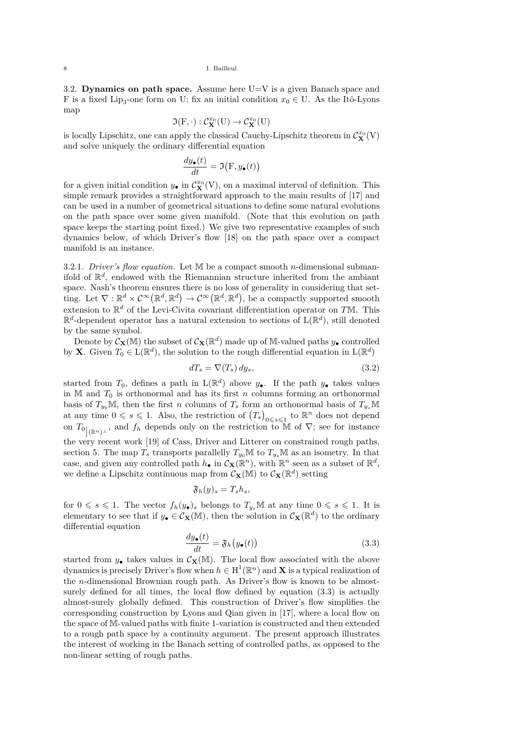3.2. **Dynamics on path space.** Assume here U=V is a given Banach space and F is a fixed $\text{Lip}_3$-one form on U; fix an initial condition $x_0 \in \text{U}$. As the Itô-Lyons map

$$\mathfrak{I}(\text{F}, \cdot) : \mathcal{C}_{\mathbf{X}}^{x_0}(\text{U}) \to \mathcal{C}_{\mathbf{X}}^{x_0}(\text{U})$$

is locally Lipschitz, one can apply the classical Cauchy-Lipschitz theorem in $\mathcal{C}_{\mathbf{X}}^{x_0}(\text{V})$ and solve uniquely the ordinary differential equation

$$\frac{dy_\bullet(t)}{dt} = \mathfrak{I}\big(\text{F}, y_\bullet(t)\big)$$

for a given initial condition $y_\bullet$ in $\mathcal{C}_{\mathbf{X}}^{x_0}(\text{V})$, on a maximal interval of definition. This simple remark provides a straightforward approach to the main results of [17] and can be used in a number of geometrical situations to define some natural evolutions on the path space over some given manifold. (Note that this evolution on path space keeps the starting point fixed.) We give two representative examples of such dynamics below, of which Driver's flow [18] on the path space over a compact manifold is an instance.

3.2.1. *Driver's flow equation.* Let $\mathbb{M}$ be a compact smooth $n$-dimensional submanifold of $\mathbb{R}^d$, endowed with the Riemannian structure inherited from the ambiant space. Nash's theorem ensures there is no loss of generality in considering that setting. Let $\nabla : \mathbb{R}^d \times \mathcal{C}^\infty\big(\mathbb{R}^d, \mathbb{R}^d\big) \to \mathcal{C}^\infty\big(\mathbb{R}^d, \mathbb{R}^d\big)$, be a compactly supported smooth extension to $\mathbb{R}^d$ of the Levi-Civita covariant differentiation operator on $T\mathbb{M}$. This $\mathbb{R}^d$-dependent operator has a natural extension to sections of $\text{L}(\mathbb{R}^d)$, still denoted by the same symbol.

Denote by $\mathcal{C}_{\mathbf{X}}(\mathbb{M})$ the subset of $\mathcal{C}_{\mathbf{X}}(\mathbb{R}^d)$ made up of $\mathbb{M}$-valued paths $y_\bullet$ controlled by $\mathbf{X}$. Given $T_0 \in \text{L}(\mathbb{R}^d)$, the solution to the rough differential equation in $\text{L}(\mathbb{R}^d)$

$$dT_s = \nabla(T_s)\, dy_s, \tag{3.2}$$

started from $T_0$, defines a path in $\text{L}(\mathbb{R}^d)$ above $y_\bullet$. If the path $y_\bullet$ takes values in $\mathbb{M}$ and $T_0$ is orthonormal and has its first $n$ columns forming an orthonormal basis of $T_{y_0}\mathbb{M}$, then the first $n$ columns of $T_s$ form an orthonormal basis of $T_{y_s}\mathbb{M}$ at any time $0 \leqslant s \leqslant 1$. Also, the restriction of $\big(T_s\big)_{0\leqslant s\leqslant 1}$ to $\mathbb{R}^n$ does not depend on $T_0\big|_{(\mathbb{R}^n)^\perp}$, and $f_h$ depends only on the restriction to $\mathbb{M}$ of $\nabla$; see for instance the very recent work [19] of Cass, Driver and Litterer on constrained rough paths, section 5. The map $T_s$ transports parallelly $T_{y_0}\mathbb{M}$ to $T_{y_s}\mathbb{M}$ as an isometry. In that case, and given any controlled path $h_\bullet$ in $\mathcal{C}_{\mathbf{X}}(\mathbb{R}^n)$, with $\mathbb{R}^n$ seen as a subset of $\mathbb{R}^d$, we define a Lipschitz continuous map from $\mathcal{C}_{\mathbf{X}}(\mathbb{M})$ to $\mathcal{C}_{\mathbf{X}}(\mathbb{R}^d)$ setting

$$\mathfrak{F}_h(y)_s = T_s h_s,$$

for $0 \leqslant s \leqslant 1$. The vector $f_h(y_\bullet)_s$ belongs to $T_{y_s}\mathbb{M}$ at any time $0 \leqslant s \leqslant 1$. It is elementary to see that if $y_\bullet \in \mathcal{C}_{\mathbf{X}}(\mathbb{M})$, then the solution in $\mathcal{C}_{\mathbf{X}}(\mathbb{R}^d)$ to the ordinary differential equation

$$\frac{dy_\bullet(t)}{dt} = \mathfrak{F}_h\big(y_\bullet(t)\big) \tag{3.3}$$

started from $y_\bullet$ takes values in $\mathcal{C}_{\mathbf{X}}(\mathbb{M})$. The local flow associated with the above dynamics is precisely Driver's flow when $h \in \text{H}^1(\mathbb{R}^n)$ and $\mathbf{X}$ is a typical realization of the $n$-dimensional Brownian rough path. As Driver's flow is known to be almost-surely defined for all times, the local flow defined by equation (3.3) is actually almost-surely globally defined. This construction of Driver's flow simplifies the corresponding construction by Lyons and Qian given in [17], where a local flow on the space of $\mathbb{M}$-valued paths with finite 1-variation is constructed and then extended to a rough path space by a continuity argument. The present approach illustrates the interest of working in the Banach setting of controlled paths, as opposed to the non-linear setting of rough paths.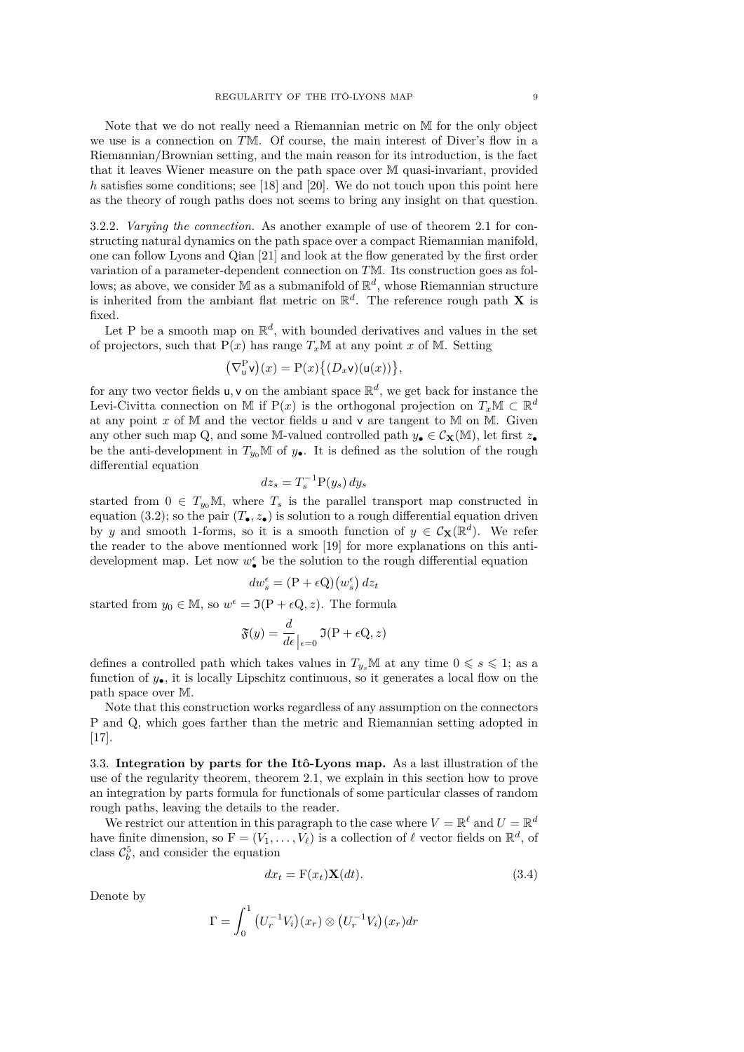Note that we do not really need a Riemannian metric on $\mathbb{M}$ for the only object we use is a connection on $T\mathbb{M}$. Of course, the main interest of Diver's flow in a Riemannian/Brownian setting, and the main reason for its introduction, is the fact that it leaves Wiener measure on the path space over $\mathbb{M}$ quasi-invariant, provided $h$ satisfies some conditions; see [18] and [20]. We do not touch upon this point here as the theory of rough paths does not seems to bring any insight on that question.

3.2.2. *Varying the connection.* As another example of use of theorem 2.1 for constructing natural dynamics on the path space over a compact Riemannian manifold, one can follow Lyons and Qian [21] and look at the flow generated by the first order variation of a parameter-dependent connection on $T\mathbb{M}$. Its construction goes as follows; as above, we consider $\mathbb{M}$ as a submanifold of $\mathbb{R}^d$, whose Riemannian structure is inherited from the ambiant flat metric on $\mathbb{R}^d$. The reference rough path $\mathbf{X}$ is fixed.

Let $\mathrm{P}$ be a smooth map on $\mathbb{R}^d$, with bounded derivatives and values in the set of projectors, such that $\mathrm{P}(x)$ has range $T_x\mathbb{M}$ at any point $x$ of $\mathbb{M}$. Setting

$$\big(\nabla^{\mathrm{P}}_{\mathsf{u}}\mathsf{v}\big)(x) = \mathrm{P}(x)\big\{(D_x\mathsf{v})(\mathsf{u}(x))\big\},$$

for any two vector fields $\mathsf{u}, \mathsf{v}$ on the ambiant space $\mathbb{R}^d$, we get back for instance the Levi-Civitta connection on $\mathbb{M}$ if $\mathrm{P}(x)$ is the orthogonal projection on $T_x\mathbb{M} \subset \mathbb{R}^d$ at any point $x$ of $\mathbb{M}$ and the vector fields $\mathsf{u}$ and $\mathsf{v}$ are tangent to $\mathbb{M}$ on $\mathbb{M}$. Given any other such map $\mathrm{Q}$, and some $\mathbb{M}$-valued controlled path $y_\bullet \in \mathcal{C}_{\mathbf{X}}(\mathbb{M})$, let first $z_\bullet$ be the anti-development in $T_{y_0}\mathbb{M}$ of $y_\bullet$. It is defined as the solution of the rough differential equation

$$dz_s = T_s^{-1}\mathrm{P}(y_s)\,dy_s$$

started from $0 \in T_{y_0}\mathbb{M}$, where $T_s$ is the parallel transport map constructed in equation (3.2); so the pair $(T_\bullet, z_\bullet)$ is solution to a rough differential equation driven by $y$ and smooth 1-forms, so it is a smooth function of $y \in \mathcal{C}_{\mathbf{X}}(\mathbb{R}^d)$. We refer the reader to the above mentionned work [19] for more explanations on this anti-development map. Let now $w^\epsilon_\bullet$ be the solution to the rough differential equation

$$dw^\epsilon_s = (\mathrm{P} + \epsilon\mathrm{Q})\big(w^\epsilon_s\big)\,dz_t$$

started from $y_0 \in \mathbb{M}$, so $w^\epsilon = \mathfrak{I}(\mathrm{P} + \epsilon\mathrm{Q}, z)$. The formula

$$\mathfrak{F}(y) = \frac{d}{d\epsilon}\Big|_{\epsilon=0}\,\mathfrak{I}(\mathrm{P} + \epsilon\mathrm{Q}, z)$$

defines a controlled path which takes values in $T_{y_s}\mathbb{M}$ at any time $0 \leqslant s \leqslant 1$; as a function of $y_\bullet$, it is locally Lipschitz continuous, so it generates a local flow on the path space over $\mathbb{M}$.

Note that this construction works regardless of any assumption on the connectors $\mathrm{P}$ and $\mathrm{Q}$, which goes farther than the metric and Riemannian setting adopted in [17].

3.3. **Integration by parts for the Itô-Lyons map.** As a last illustration of the use of the regularity theorem, theorem 2.1, we explain in this section how to prove an integration by parts formula for functionals of some particular classes of random rough paths, leaving the details to the reader.

We restrict our attention in this paragraph to the case where $V = \mathbb{R}^\ell$ and $U = \mathbb{R}^d$ have finite dimension, so $\mathrm{F} = (V_1, \dots, V_\ell)$ is a collection of $\ell$ vector fields on $\mathbb{R}^d$, of class $\mathcal{C}^5_b$, and consider the equation

$$dx_t = \mathrm{F}(x_t)\mathbf{X}(dt). \tag{3.4}$$

Denote by

$$\Gamma = \int_0^1 \big(U_r^{-1}V_i\big)(x_r) \otimes \big(U_r^{-1}V_i\big)(x_r)dr$$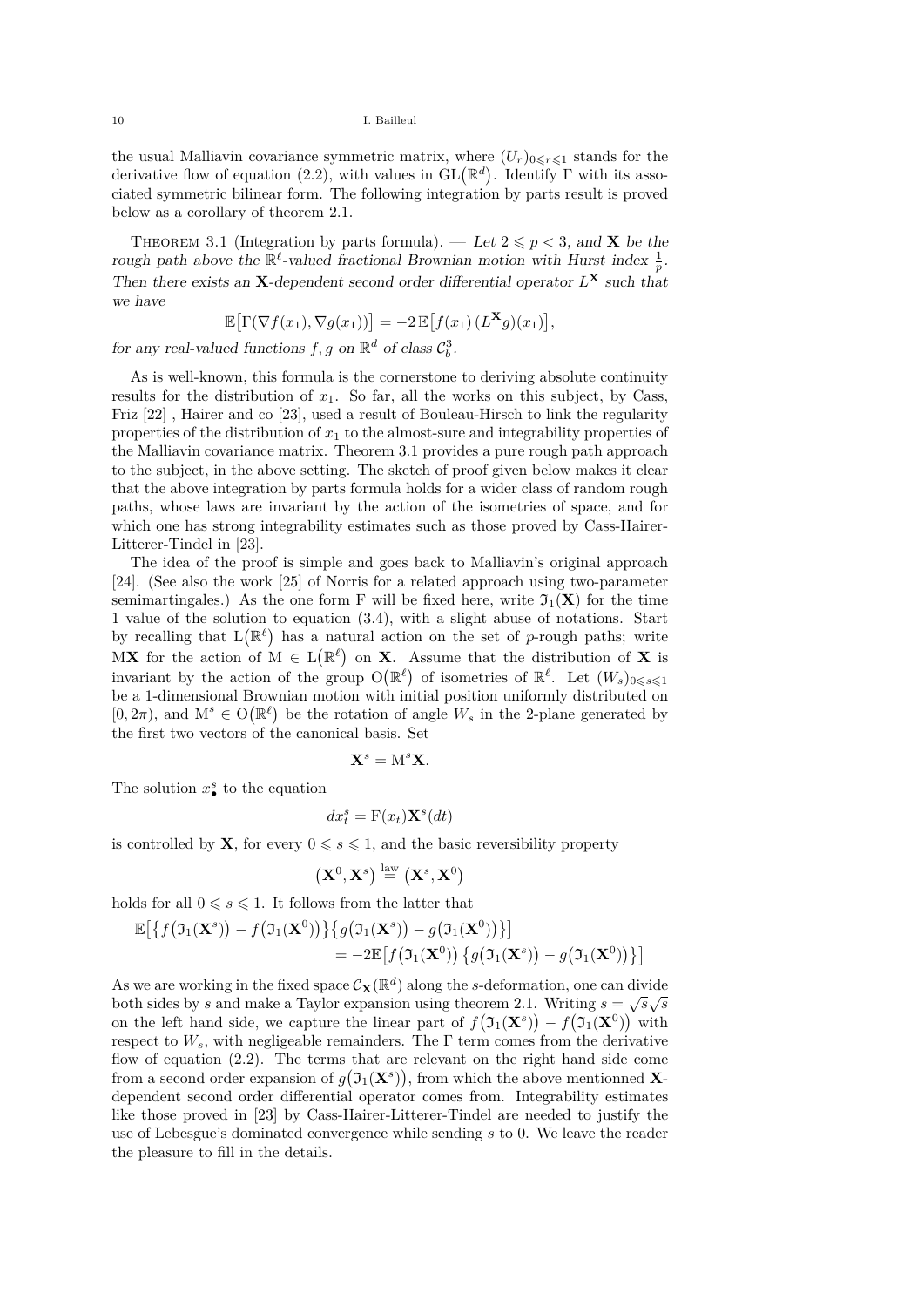the usual Malliavin covariance symmetric matrix, where $(U_r)_{0\leqslant r\leqslant 1}$ stands for the derivative flow of equation (2.2), with values in $\mathrm{GL}(\mathbb{R}^d)$. Identify $\Gamma$ with its associated symmetric bilinear form. The following integration by parts result is proved below as a corollary of theorem 2.1.

Theorem 3.1 (Integration by parts formula). — *Let $2 \leqslant p < 3$, and $\mathbf{X}$ be the rough path above the $\mathbb{R}^\ell$-valued fractional Brownian motion with Hurst index $\frac{1}{p}$. Then there exists an $\mathbf{X}$-dependent second order differential operator $L^{\mathbf{X}}$ such that we have*

$$\mathbb{E}\big[\Gamma(\nabla f(x_1), \nabla g(x_1))\big] = -2\,\mathbb{E}\big[f(x_1)\,(L^{\mathbf{X}} g)(x_1)\big],$$

*for any real-valued functions $f, g$ on $\mathbb{R}^d$ of class $\mathcal{C}_b^3$.*

As is well-known, this formula is the cornerstone to deriving absolute continuity results for the distribution of $x_1$. So far, all the works on this subject, by Cass, Friz [22] , Hairer and co [23], used a result of Bouleau-Hirsch to link the regularity properties of the distribution of $x_1$ to the almost-sure and integrability properties of the Malliavin covariance matrix. Theorem 3.1 provides a pure rough path approach to the subject, in the above setting. The sketch of proof given below makes it clear that the above integration by parts formula holds for a wider class of random rough paths, whose laws are invariant by the action of the isometries of space, and for which one has strong integrability estimates such as those proved by Cass-Hairer-Litterer-Tindel in [23].

The idea of the proof is simple and goes back to Malliavin's original approach [24]. (See also the work [25] of Norris for a related approach using two-parameter semimartingales.) As the one form F will be fixed here, write $\mathfrak{I}_1(\mathbf{X})$ for the time 1 value of the solution to equation (3.4), with a slight abuse of notations. Start by recalling that $\mathrm{L}(\mathbb{R}^\ell)$ has a natural action on the set of $p$-rough paths; write $\mathrm{M}\mathbf{X}$ for the action of $\mathrm{M} \in \mathrm{L}(\mathbb{R}^\ell)$ on $\mathbf{X}$. Assume that the distribution of $\mathbf{X}$ is invariant by the action of the group $\mathrm{O}(\mathbb{R}^\ell)$ of isometries of $\mathbb{R}^\ell$. Let $(W_s)_{0\leqslant s\leqslant 1}$ be a 1-dimensional Brownian motion with initial position uniformly distributed on $[0, 2\pi)$, and $\mathrm{M}^s \in \mathrm{O}(\mathbb{R}^\ell)$ be the rotation of angle $W_s$ in the 2-plane generated by the first two vectors of the canonical basis. Set

$$\mathbf{X}^s = \mathrm{M}^s\mathbf{X}.$$

The solution $x^s_\bullet$ to the equation

$$dx^s_t = \mathrm{F}(x_t)\mathbf{X}^s(dt)$$

is controlled by $\mathbf{X}$, for every $0 \leqslant s \leqslant 1$, and the basic reversibility property

$$\big(\mathbf{X}^0, \mathbf{X}^s\big) \overset{\text{law}}{=} \big(\mathbf{X}^s, \mathbf{X}^0\big)$$

holds for all $0 \leqslant s \leqslant 1$. It follows from the latter that

$$\begin{aligned}\mathbb{E}\big[\big\{f\big(\mathfrak{I}_1(\mathbf{X}^s)\big) - f\big(\mathfrak{I}_1(\mathbf{X}^0)\big)\big\}\big\{g\big(\mathfrak{I}_1(\mathbf{X}^s)\big) - g\big(\mathfrak{I}_1(\mathbf{X}^0)\big)\big\}\big]& \\ = -2\mathbb{E}\big[f\big(\mathfrak{I}_1(\mathbf{X}^0)\big)\,\big\{g\big(\mathfrak{I}_1(\mathbf{X}^s)\big) - g\big(\mathfrak{I}_1(\mathbf{X}^0)\big)\big\}\big]&\end{aligned}$$

As we are working in the fixed space $\mathcal{C}_{\mathbf{X}}(\mathbb{R}^d)$ along the $s$-deformation, one can divide both sides by $s$ and make a Taylor expansion using theorem 2.1. Writing $s = \sqrt{s}\sqrt{s}$ on the left hand side, we capture the linear part of $f\big(\mathfrak{I}_1(\mathbf{X}^s)\big) - f\big(\mathfrak{I}_1(\mathbf{X}^0)\big)$ with respect to $W_s$, with negligeable remainders. The $\Gamma$ term comes from the derivative flow of equation (2.2). The terms that are relevant on the right hand side come from a second order expansion of $g\big(\mathfrak{I}_1(\mathbf{X}^s)\big)$, from which the above mentionned $\mathbf{X}$-dependent second order differential operator comes from. Integrability estimates like those proved in [23] by Cass-Hairer-Litterer-Tindel are needed to justify the use of Lebesgue's dominated convergence while sending $s$ to 0. We leave the reader the pleasure to fill in the details.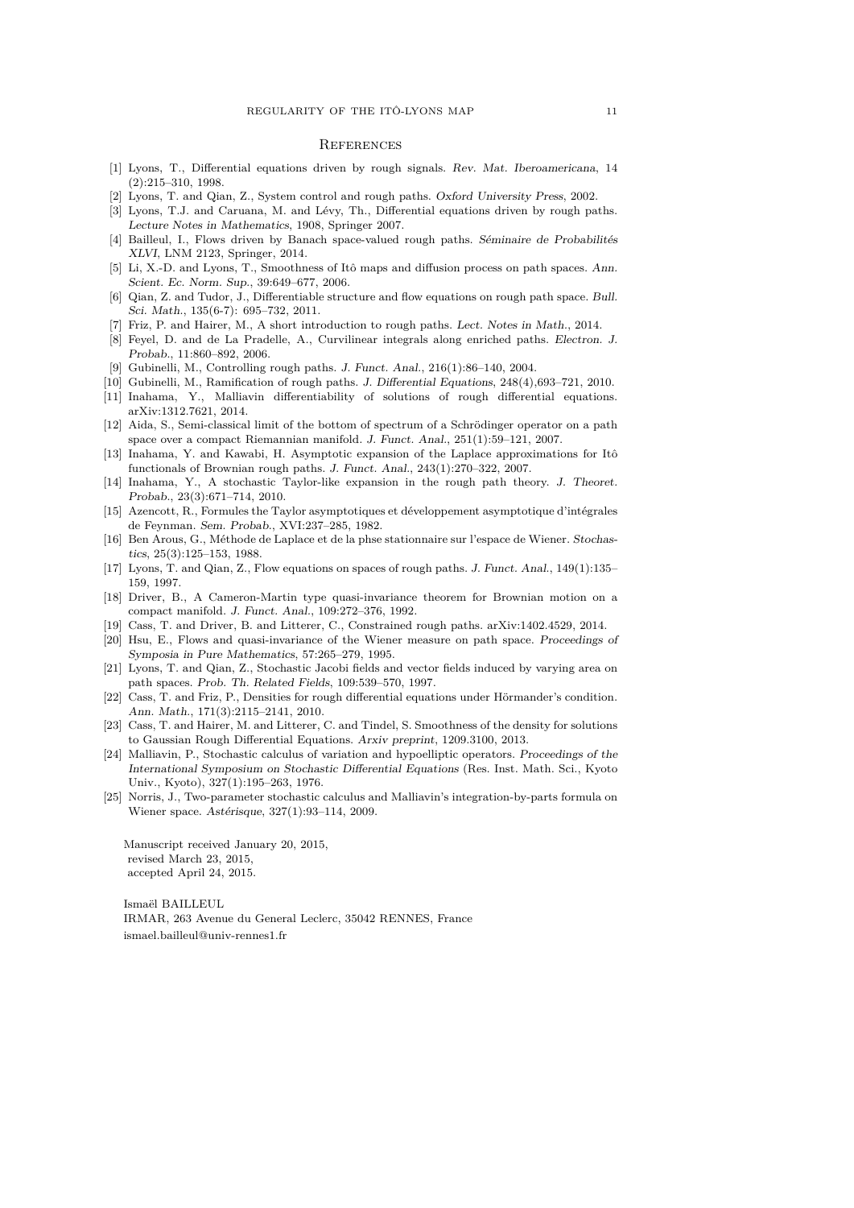## References

[1] Lyons, T., Differential equations driven by rough signals. *Rev. Mat. Iberoamericana*, 14 (2):215–310, 1998.

[2] Lyons, T. and Qian, Z., System control and rough paths. *Oxford University Press*, 2002.

[3] Lyons, T.J. and Caruana, M. and Lévy, Th., Differential equations driven by rough paths. *Lecture Notes in Mathematics*, 1908, Springer 2007.

[4] Bailleul, I., Flows driven by Banach space-valued rough paths. *Séminaire de Probabilités XLVI*, LNM 2123, Springer, 2014.

[5] Li, X.-D. and Lyons, T., Smoothness of Itô maps and diffusion process on path spaces. *Ann. Scient. Ec. Norm. Sup.*, 39:649–677, 2006.

[6] Qian, Z. and Tudor, J., Differentiable structure and flow equations on rough path space. *Bull. Sci. Math.*, 135(6-7): 695–732, 2011.

[7] Friz, P. and Hairer, M., A short introduction to rough paths. *Lect. Notes in Math.*, 2014.

[8] Feyel, D. and de La Pradelle, A., Curvilinear integrals along enriched paths. *Electron. J. Probab.*, 11:860–892, 2006.

[9] Gubinelli, M., Controlling rough paths. *J. Funct. Anal.*, 216(1):86–140, 2004.

[10] Gubinelli, M., Ramification of rough paths. *J. Differential Equations*, 248(4),693–721, 2010.

[11] Inahama, Y., Malliavin differentiability of solutions of rough differential equations. arXiv:1312.7621, 2014.

[12] Aida, S., Semi-classical limit of the bottom of spectrum of a Schrödinger operator on a path space over a compact Riemannian manifold. *J. Funct. Anal.*, 251(1):59–121, 2007.

[13] Inahama, Y. and Kawabi, H. Asymptotic expansion of the Laplace approximations for Itô functionals of Brownian rough paths. *J. Funct. Anal.*, 243(1):270–322, 2007.

[14] Inahama, Y., A stochastic Taylor-like expansion in the rough path theory. *J. Theoret. Probab.*, 23(3):671–714, 2010.

[15] Azencott, R., Formules the Taylor asymptotiques et développement asymptotique d'intégrales de Feynman. *Sem. Probab.*, XVI:237–285, 1982.

[16] Ben Arous, G., Méthode de Laplace et de la phse stationnaire sur l'espace de Wiener. *Stochastics*, 25(3):125–153, 1988.

[17] Lyons, T. and Qian, Z., Flow equations on spaces of rough paths. *J. Funct. Anal.*, 149(1):135–159, 1997.

[18] Driver, B., A Cameron-Martin type quasi-invariance theorem for Brownian motion on a compact manifold. *J. Funct. Anal.*, 109:272–376, 1992.

[19] Cass, T. and Driver, B. and Litterer, C., Constrained rough paths. arXiv:1402.4529, 2014.

[20] Hsu, E., Flows and quasi-invariance of the Wiener measure on path space. *Proceedings of Symposia in Pure Mathematics*, 57:265–279, 1995.

[21] Lyons, T. and Qian, Z., Stochastic Jacobi fields and vector fields induced by varying area on path spaces. *Prob. Th. Related Fields*, 109:539–570, 1997.

[22] Cass, T. and Friz, P., Densities for rough differential equations under Hörmander's condition. *Ann. Math.*, 171(3):2115–2141, 2010.

[23] Cass, T. and Hairer, M. and Litterer, C. and Tindel, S. Smoothness of the density for solutions to Gaussian Rough Differential Equations. *Arxiv preprint*, 1209.3100, 2013.

[24] Malliavin, P., Stochastic calculus of variation and hypoelliptic operators. *Proceedings of the International Symposium on Stochastic Differential Equations* (Res. Inst. Math. Sci., Kyoto Univ., Kyoto), 327(1):195–263, 1976.

[25] Norris, J., Two-parameter stochastic calculus and Malliavin's integration-by-parts formula on Wiener space. *Astérisque*, 327(1):93–114, 2009.

Manuscript received January 20, 2015,
revised March 23, 2015,
accepted April 24, 2015.

Ismaël BAILLEUL
IRMAR, 263 Avenue du General Leclerc, 35042 RENNES, France
ismael.bailleul@univ-rennes1.fr